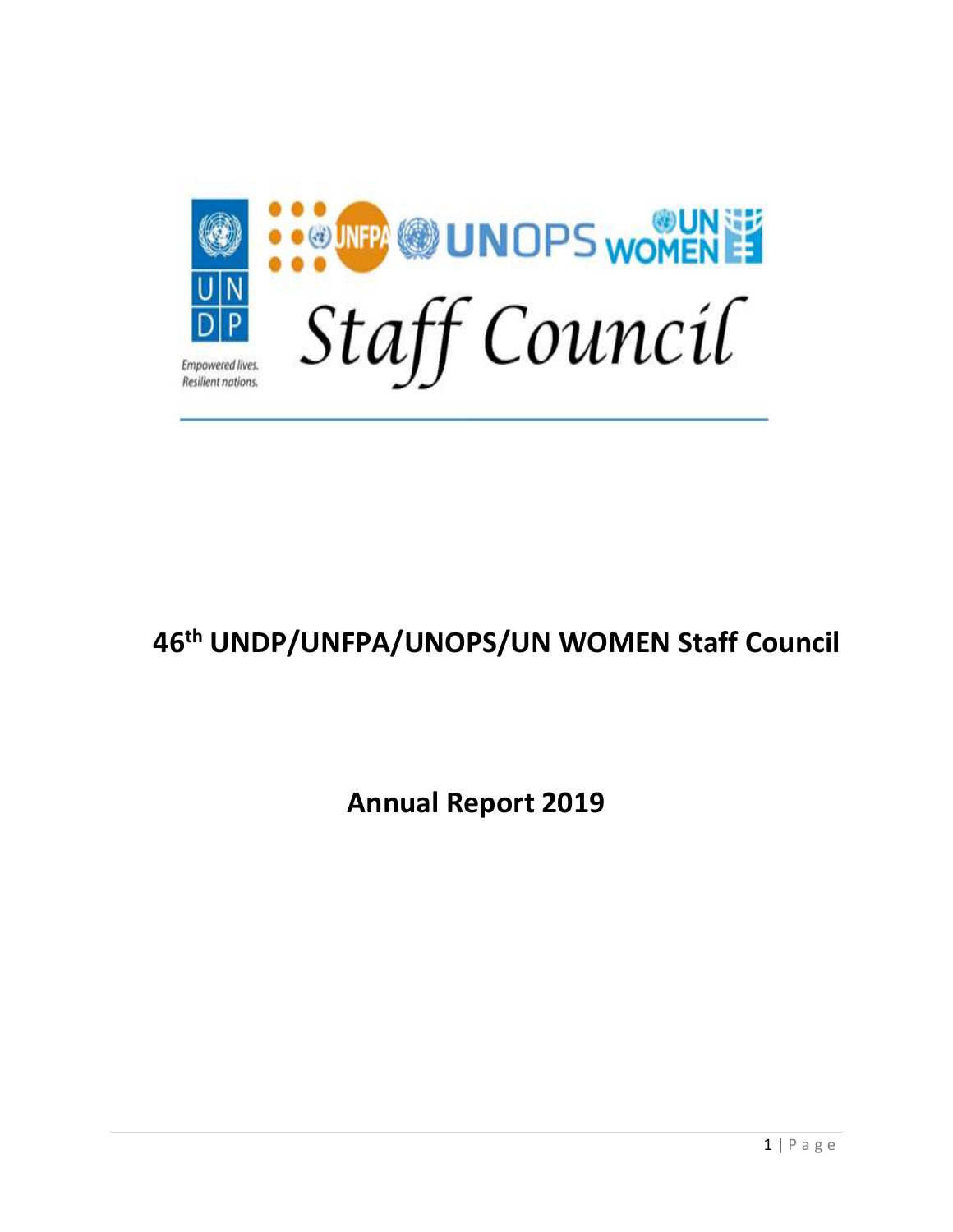Staff Council

# 46th UNDP/UNFPA/UNOPS/UN WOMEN Staff Council

# Annual Report 2019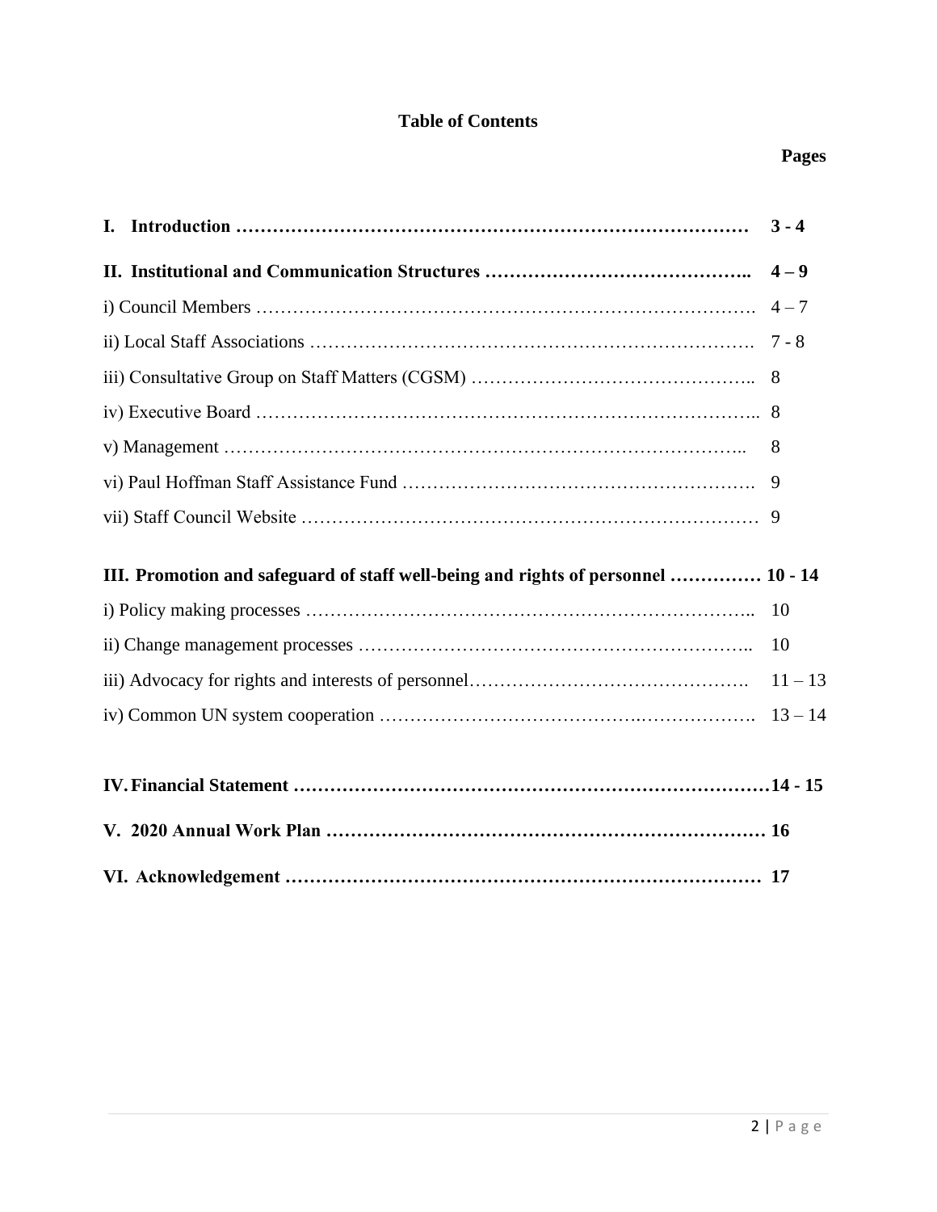# Table of Contents

| | Pages |
|---|---|
| **I. Introduction** | **3 - 4** |
| **II. Institutional and Communication Structures** | **4 – 9** |
| i) Council Members | 4 – 7 |
| ii) Local Staff Associations | 7 - 8 |
| iii) Consultative Group on Staff Matters (CGSM) | 8 |
| iv) Executive Board | 8 |
| v) Management | 8 |
| vi) Paul Hoffman Staff Assistance Fund | 9 |
| vii) Staff Council Website | 9 |
| **III. Promotion and safeguard of staff well-being and rights of personnel** | **10 - 14** |
| i) Policy making processes | 10 |
| ii) Change management processes | 10 |
| iii) Advocacy for rights and interests of personnel | 11 – 13 |
| iv) Common UN system cooperation | 13 – 14 |
| **IV. Financial Statement** | **14 - 15** |
| **V. 2020 Annual Work Plan** | **16** |
| **VI. Acknowledgement** | **17** |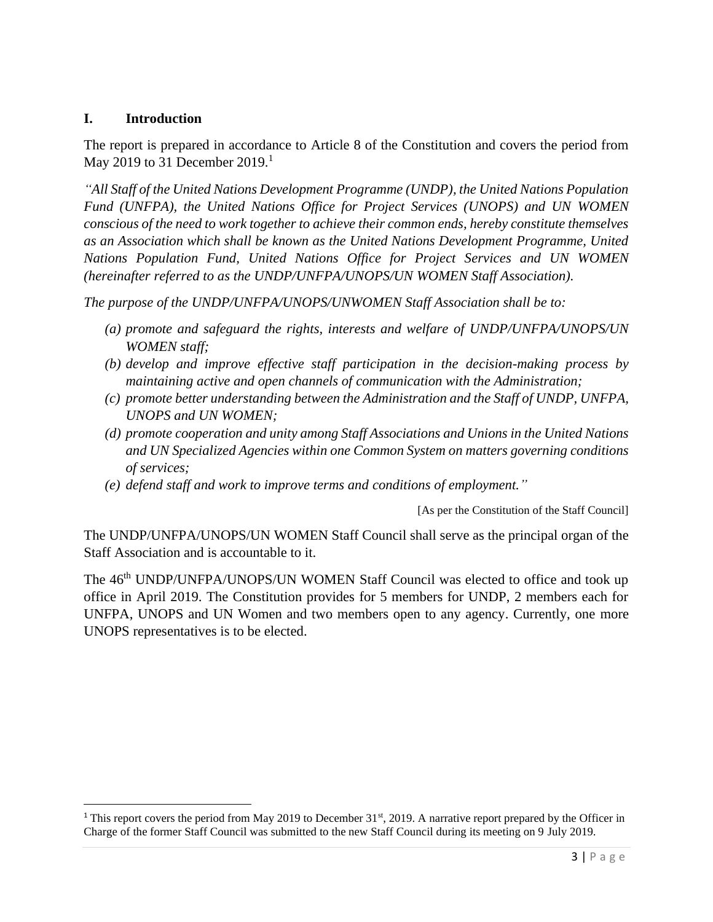## I. Introduction

The report is prepared in accordance to Article 8 of the Constitution and covers the period from May 2019 to 31 December 2019.[1]

*"All Staff of the United Nations Development Programme (UNDP), the United Nations Population Fund (UNFPA), the United Nations Office for Project Services (UNOPS) and UN WOMEN conscious of the need to work together to achieve their common ends, hereby constitute themselves as an Association which shall be known as the United Nations Development Programme, United Nations Population Fund, United Nations Office for Project Services and UN WOMEN (hereinafter referred to as the UNDP/UNFPA/UNOPS/UN WOMEN Staff Association).*

*The purpose of the UNDP/UNFPA/UNOPS/UNWOMEN Staff Association shall be to:*

*(a) promote and safeguard the rights, interests and welfare of UNDP/UNFPA/UNOPS/UN WOMEN staff;*
*(b) develop and improve effective staff participation in the decision-making process by maintaining active and open channels of communication with the Administration;*
*(c) promote better understanding between the Administration and the Staff of UNDP, UNFPA, UNOPS and UN WOMEN;*
*(d) promote cooperation and unity among Staff Associations and Unions in the United Nations and UN Specialized Agencies within one Common System on matters governing conditions of services;*
*(e) defend staff and work to improve terms and conditions of employment."*

[As per the Constitution of the Staff Council]

The UNDP/UNFPA/UNOPS/UN WOMEN Staff Council shall serve as the principal organ of the Staff Association and is accountable to it.

The 46th UNDP/UNFPA/UNOPS/UN WOMEN Staff Council was elected to office and took up office in April 2019. The Constitution provides for 5 members for UNDP, 2 members each for UNFPA, UNOPS and UN Women and two members open to any agency. Currently, one more UNOPS representatives is to be elected.

---

[1] This report covers the period from May 2019 to December 31st, 2019. A narrative report prepared by the Officer in Charge of the former Staff Council was submitted to the new Staff Council during its meeting on 9 July 2019.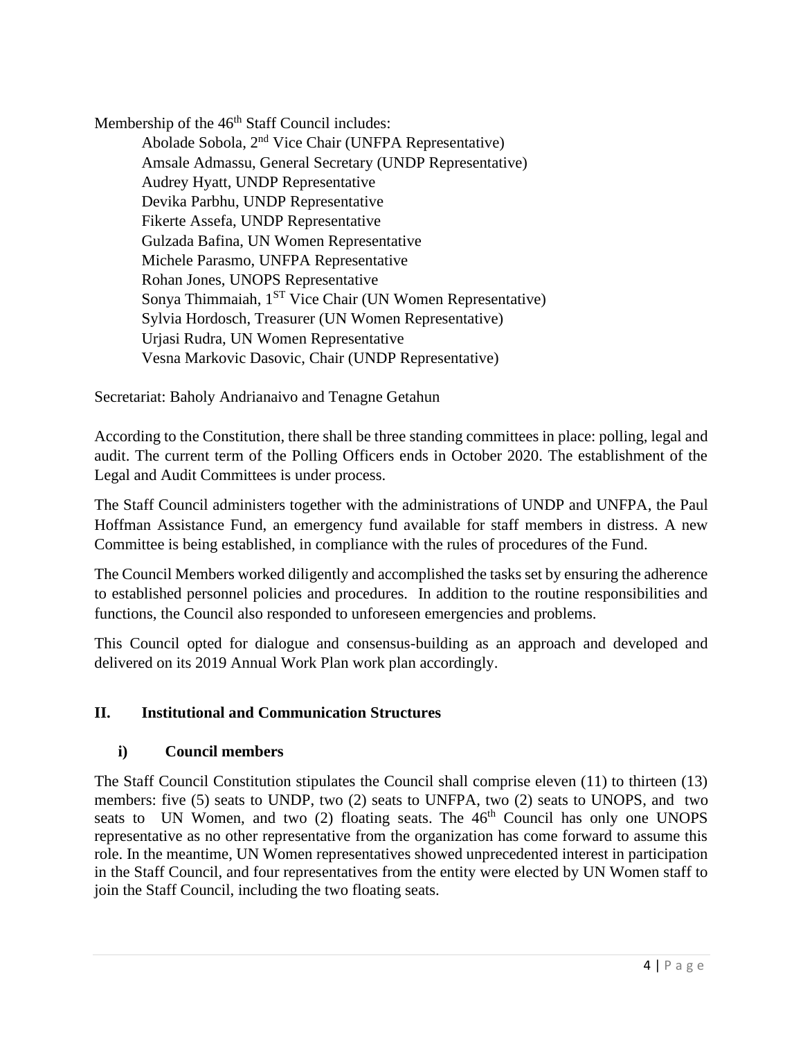Membership of the 46th Staff Council includes:

Abolade Sobola, 2nd Vice Chair (UNFPA Representative)
Amsale Admassu, General Secretary (UNDP Representative)
Audrey Hyatt, UNDP Representative
Devika Parbhu, UNDP Representative
Fikerte Assefa, UNDP Representative
Gulzada Bafina, UN Women Representative
Michele Parasmo, UNFPA Representative
Rohan Jones, UNOPS Representative
Sonya Thimmaiah, 1ST Vice Chair (UN Women Representative)
Sylvia Hordosch, Treasurer (UN Women Representative)
Urjasi Rudra, UN Women Representative
Vesna Markovic Dasovic, Chair (UNDP Representative)

Secretariat: Baholy Andrianaivo and Tenagne Getahun

According to the Constitution, there shall be three standing committees in place: polling, legal and audit. The current term of the Polling Officers ends in October 2020. The establishment of the Legal and Audit Committees is under process.

The Staff Council administers together with the administrations of UNDP and UNFPA, the Paul Hoffman Assistance Fund, an emergency fund available for staff members in distress. A new Committee is being established, in compliance with the rules of procedures of the Fund.

The Council Members worked diligently and accomplished the tasks set by ensuring the adherence to established personnel policies and procedures. In addition to the routine responsibilities and functions, the Council also responded to unforeseen emergencies and problems.

This Council opted for dialogue and consensus-building as an approach and developed and delivered on its 2019 Annual Work Plan work plan accordingly.

## II. Institutional and Communication Structures

### i) Council members

The Staff Council Constitution stipulates the Council shall comprise eleven (11) to thirteen (13) members: five (5) seats to UNDP, two (2) seats to UNFPA, two (2) seats to UNOPS, and two seats to UN Women, and two (2) floating seats. The 46th Council has only one UNOPS representative as no other representative from the organization has come forward to assume this role. In the meantime, UN Women representatives showed unprecedented interest in participation in the Staff Council, and four representatives from the entity were elected by UN Women staff to join the Staff Council, including the two floating seats.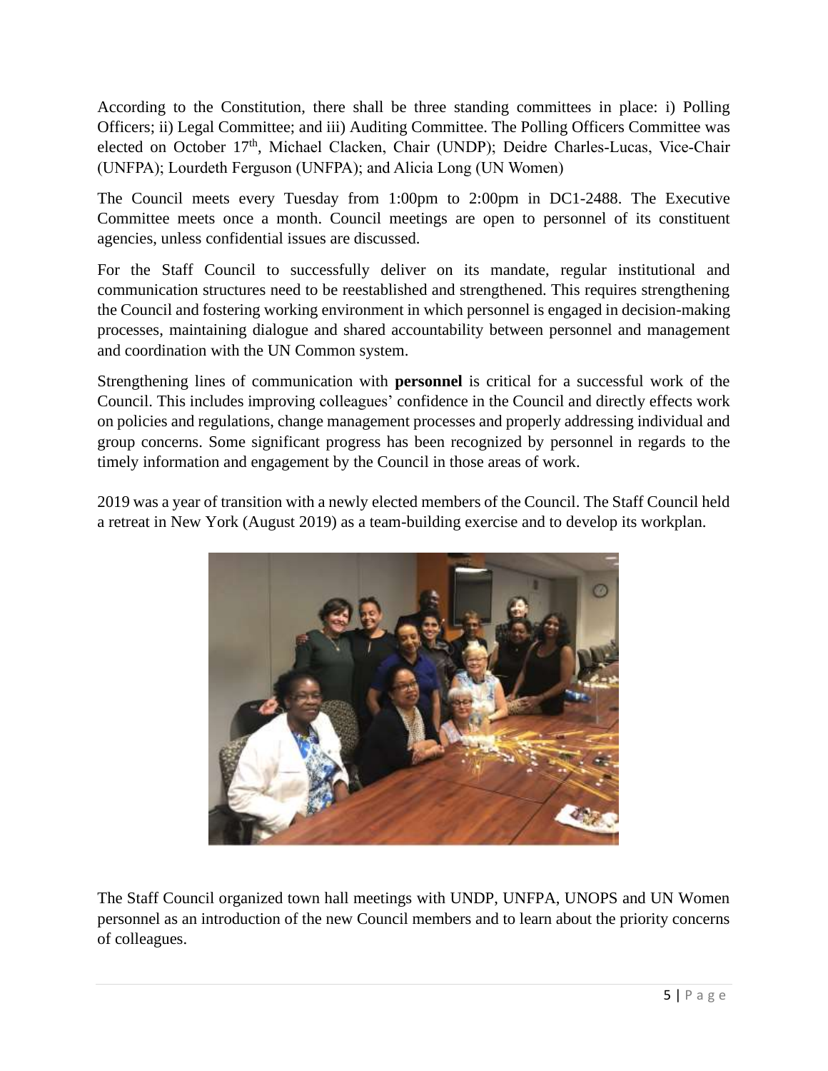According to the Constitution, there shall be three standing committees in place: i) Polling Officers; ii) Legal Committee; and iii) Auditing Committee. The Polling Officers Committee was elected on October 17th, Michael Clacken, Chair (UNDP); Deidre Charles-Lucas, Vice-Chair (UNFPA); Lourdeth Ferguson (UNFPA); and Alicia Long (UN Women)

The Council meets every Tuesday from 1:00pm to 2:00pm in DC1-2488. The Executive Committee meets once a month. Council meetings are open to personnel of its constituent agencies, unless confidential issues are discussed.

For the Staff Council to successfully deliver on its mandate, regular institutional and communication structures need to be reestablished and strengthened. This requires strengthening the Council and fostering working environment in which personnel is engaged in decision-making processes, maintaining dialogue and shared accountability between personnel and management and coordination with the UN Common system.

Strengthening lines of communication with **personnel** is critical for a successful work of the Council. This includes improving colleagues' confidence in the Council and directly effects work on policies and regulations, change management processes and properly addressing individual and group concerns. Some significant progress has been recognized by personnel in regards to the timely information and engagement by the Council in those areas of work.

2019 was a year of transition with a newly elected members of the Council. The Staff Council held a retreat in New York (August 2019) as a team-building exercise and to develop its workplan.

The Staff Council organized town hall meetings with UNDP, UNFPA, UNOPS and UN Women personnel as an introduction of the new Council members and to learn about the priority concerns of colleagues.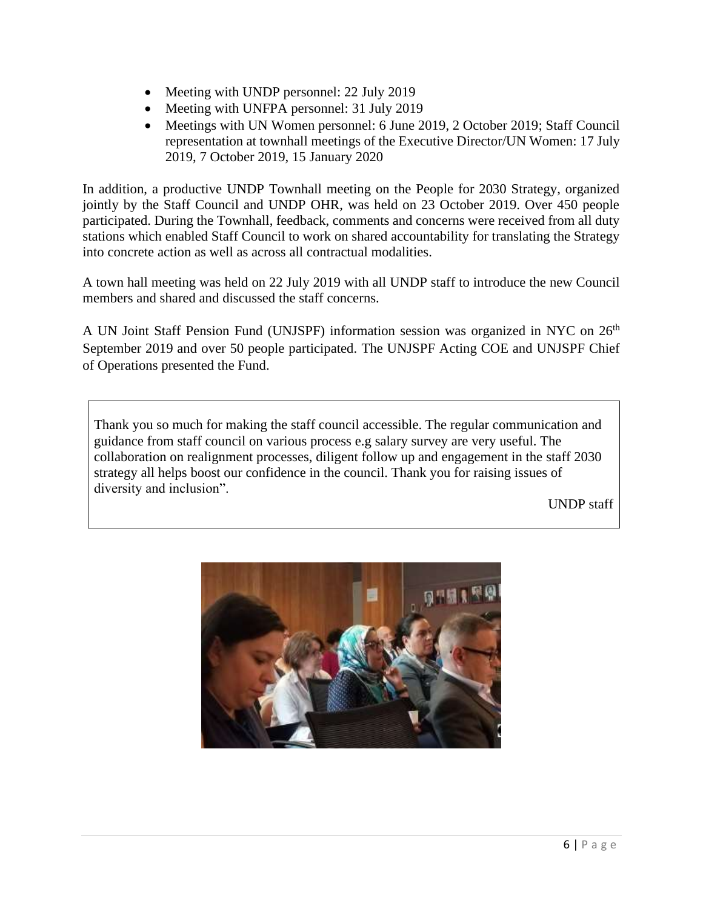- Meeting with UNDP personnel: 22 July 2019
- Meeting with UNFPA personnel: 31 July 2019
- Meetings with UN Women personnel: 6 June 2019, 2 October 2019; Staff Council representation at townhall meetings of the Executive Director/UN Women: 17 July 2019, 7 October 2019, 15 January 2020

In addition, a productive UNDP Townhall meeting on the People for 2030 Strategy, organized jointly by the Staff Council and UNDP OHR, was held on 23 October 2019. Over 450 people participated. During the Townhall, feedback, comments and concerns were received from all duty stations which enabled Staff Council to work on shared accountability for translating the Strategy into concrete action as well as across all contractual modalities.

A town hall meeting was held on 22 July 2019 with all UNDP staff to introduce the new Council members and shared and discussed the staff concerns.

A UN Joint Staff Pension Fund (UNJSPF) information session was organized in NYC on 26th September 2019 and over 50 people participated. The UNJSPF Acting COE and UNJSPF Chief of Operations presented the Fund.

> Thank you so much for making the staff council accessible. The regular communication and guidance from staff council on various process e.g salary survey are very useful. The collaboration on realignment processes, diligent follow up and engagement in the staff 2030 strategy all helps boost our confidence in the council. Thank you for raising issues of diversity and inclusion".
>
> UNDP staff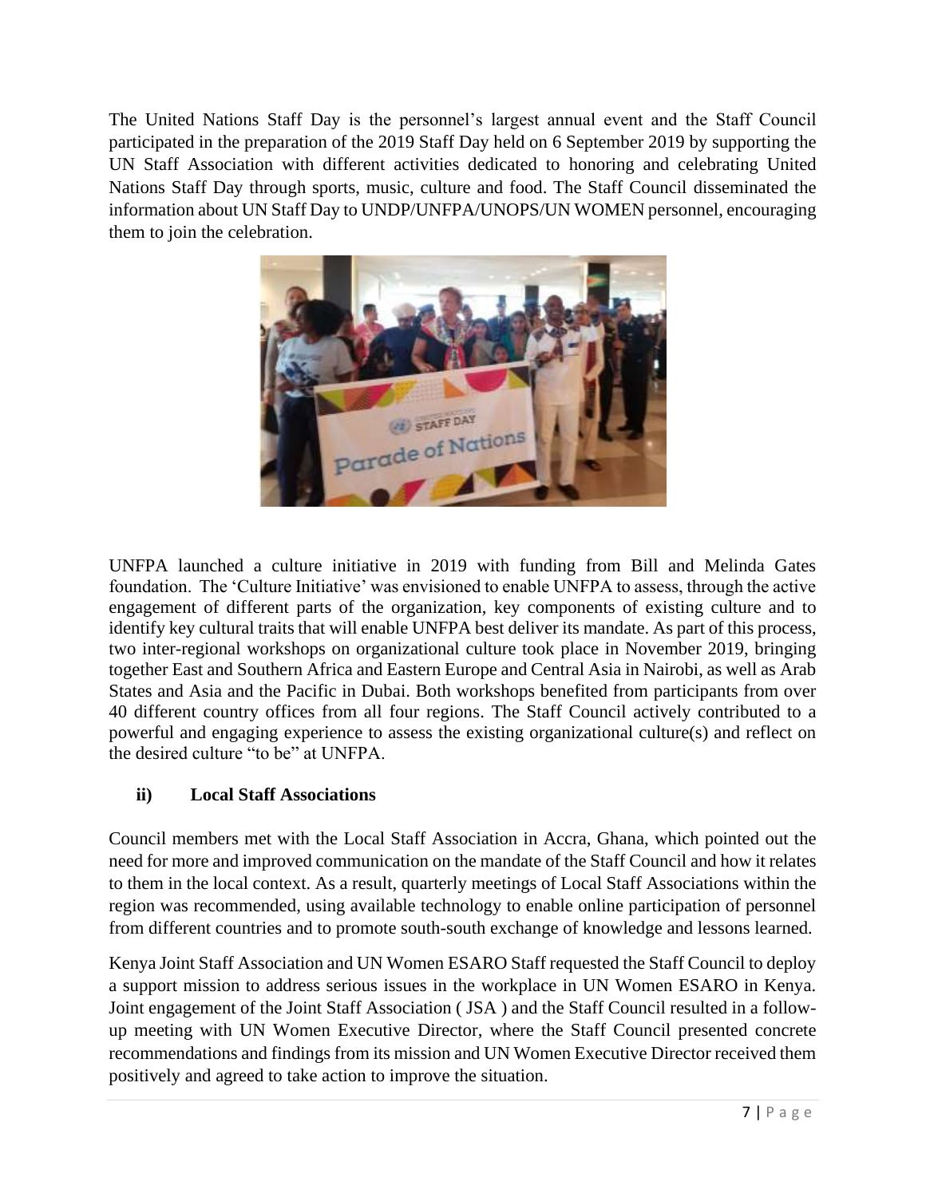The United Nations Staff Day is the personnel's largest annual event and the Staff Council participated in the preparation of the 2019 Staff Day held on 6 September 2019 by supporting the UN Staff Association with different activities dedicated to honoring and celebrating United Nations Staff Day through sports, music, culture and food. The Staff Council disseminated the information about UN Staff Day to UNDP/UNFPA/UNOPS/UN WOMEN personnel, encouraging them to join the celebration.

UNFPA launched a culture initiative in 2019 with funding from Bill and Melinda Gates foundation. The 'Culture Initiative' was envisioned to enable UNFPA to assess, through the active engagement of different parts of the organization, key components of existing culture and to identify key cultural traits that will enable UNFPA best deliver its mandate. As part of this process, two inter-regional workshops on organizational culture took place in November 2019, bringing together East and Southern Africa and Eastern Europe and Central Asia in Nairobi, as well as Arab States and Asia and the Pacific in Dubai. Both workshops benefited from participants from over 40 different country offices from all four regions. The Staff Council actively contributed to a powerful and engaging experience to assess the existing organizational culture(s) and reflect on the desired culture "to be" at UNFPA.

### ii) Local Staff Associations

Council members met with the Local Staff Association in Accra, Ghana, which pointed out the need for more and improved communication on the mandate of the Staff Council and how it relates to them in the local context. As a result, quarterly meetings of Local Staff Associations within the region was recommended, using available technology to enable online participation of personnel from different countries and to promote south-south exchange of knowledge and lessons learned.

Kenya Joint Staff Association and UN Women ESARO Staff requested the Staff Council to deploy a support mission to address serious issues in the workplace in UN Women ESARO in Kenya. Joint engagement of the Joint Staff Association ( JSA ) and the Staff Council resulted in a follow-up meeting with UN Women Executive Director, where the Staff Council presented concrete recommendations and findings from its mission and UN Women Executive Director received them positively and agreed to take action to improve the situation.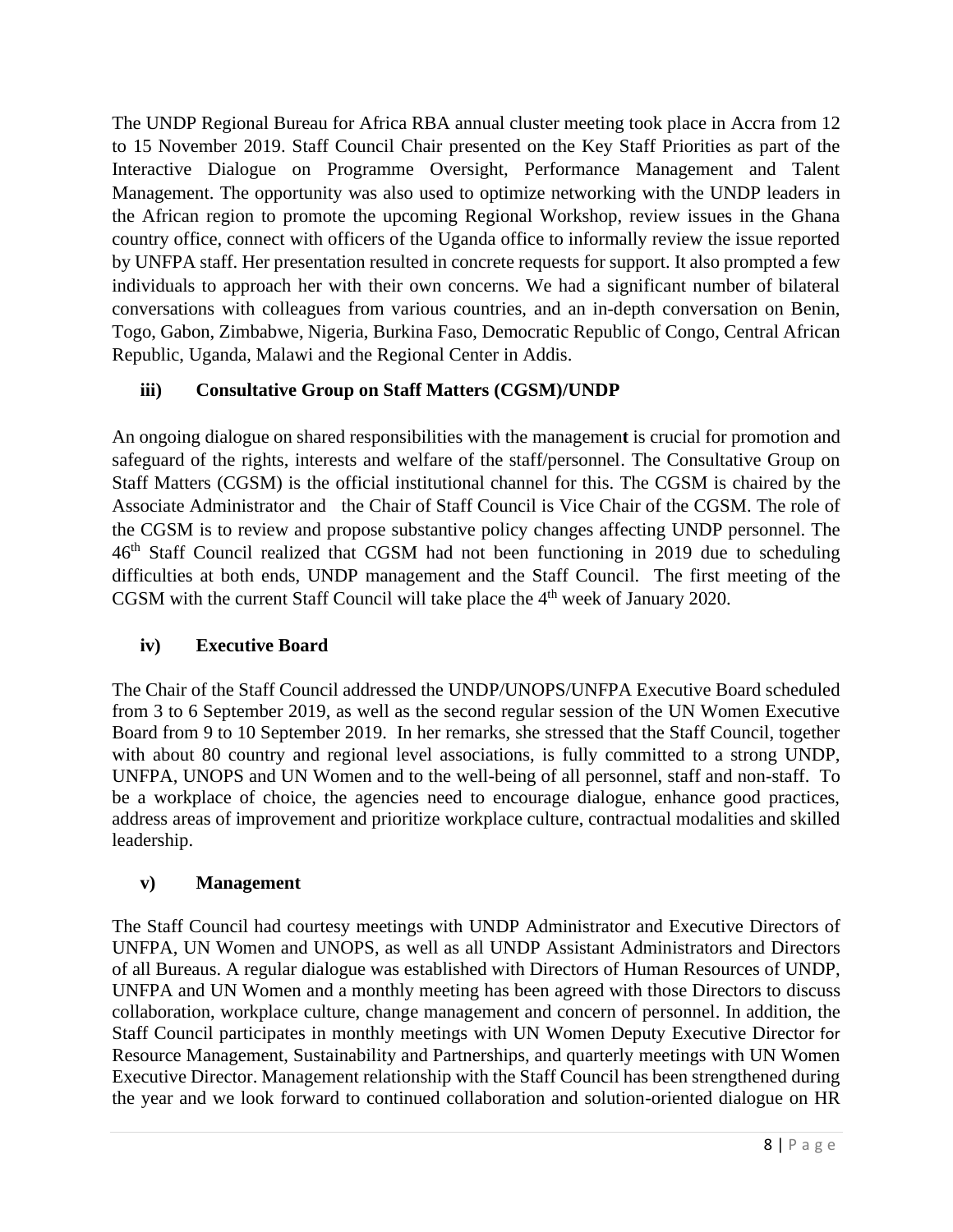The UNDP Regional Bureau for Africa RBA annual cluster meeting took place in Accra from 12 to 15 November 2019. Staff Council Chair presented on the Key Staff Priorities as part of the Interactive Dialogue on Programme Oversight, Performance Management and Talent Management. The opportunity was also used to optimize networking with the UNDP leaders in the African region to promote the upcoming Regional Workshop, review issues in the Ghana country office, connect with officers of the Uganda office to informally review the issue reported by UNFPA staff. Her presentation resulted in concrete requests for support. It also prompted a few individuals to approach her with their own concerns. We had a significant number of bilateral conversations with colleagues from various countries, and an in-depth conversation on Benin, Togo, Gabon, Zimbabwe, Nigeria, Burkina Faso, Democratic Republic of Congo, Central African Republic, Uganda, Malawi and the Regional Center in Addis.

### iii) Consultative Group on Staff Matters (CGSM)/UNDP

An ongoing dialogue on shared responsibilities with the management is crucial for promotion and safeguard of the rights, interests and welfare of the staff/personnel. The Consultative Group on Staff Matters (CGSM) is the official institutional channel for this. The CGSM is chaired by the Associate Administrator and the Chair of Staff Council is Vice Chair of the CGSM. The role of the CGSM is to review and propose substantive policy changes affecting UNDP personnel. The 46th Staff Council realized that CGSM had not been functioning in 2019 due to scheduling difficulties at both ends, UNDP management and the Staff Council. The first meeting of the CGSM with the current Staff Council will take place the 4th week of January 2020.

### iv) Executive Board

The Chair of the Staff Council addressed the UNDP/UNOPS/UNFPA Executive Board scheduled from 3 to 6 September 2019, as well as the second regular session of the UN Women Executive Board from 9 to 10 September 2019. In her remarks, she stressed that the Staff Council, together with about 80 country and regional level associations, is fully committed to a strong UNDP, UNFPA, UNOPS and UN Women and to the well-being of all personnel, staff and non-staff. To be a workplace of choice, the agencies need to encourage dialogue, enhance good practices, address areas of improvement and prioritize workplace culture, contractual modalities and skilled leadership.

### v) Management

The Staff Council had courtesy meetings with UNDP Administrator and Executive Directors of UNFPA, UN Women and UNOPS, as well as all UNDP Assistant Administrators and Directors of all Bureaus. A regular dialogue was established with Directors of Human Resources of UNDP, UNFPA and UN Women and a monthly meeting has been agreed with those Directors to discuss collaboration, workplace culture, change management and concern of personnel. In addition, the Staff Council participates in monthly meetings with UN Women Deputy Executive Director for Resource Management, Sustainability and Partnerships, and quarterly meetings with UN Women Executive Director. Management relationship with the Staff Council has been strengthened during the year and we look forward to continued collaboration and solution-oriented dialogue on HR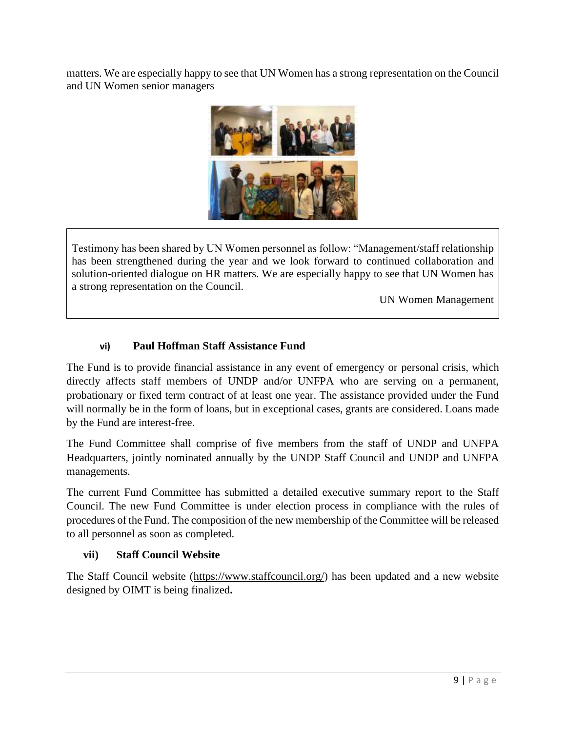matters. We are especially happy to see that UN Women has a strong representation on the Council and UN Women senior managers

> Testimony has been shared by UN Women personnel as follow: "Management/staff relationship has been strengthened during the year and we look forward to continued collaboration and solution-oriented dialogue on HR matters. We are especially happy to see that UN Women has a strong representation on the Council.
>
> UN Women Management

### vi) Paul Hoffman Staff Assistance Fund

The Fund is to provide financial assistance in any event of emergency or personal crisis, which directly affects staff members of UNDP and/or UNFPA who are serving on a permanent, probationary or fixed term contract of at least one year. The assistance provided under the Fund will normally be in the form of loans, but in exceptional cases, grants are considered. Loans made by the Fund are interest-free.

The Fund Committee shall comprise of five members from the staff of UNDP and UNFPA Headquarters, jointly nominated annually by the UNDP Staff Council and UNDP and UNFPA managements.

The current Fund Committee has submitted a detailed executive summary report to the Staff Council. The new Fund Committee is under election process in compliance with the rules of procedures of the Fund. The composition of the new membership of the Committee will be released to all personnel as soon as completed.

### vii) Staff Council Website

The Staff Council website (https://www.staffcouncil.org/) has been updated and a new website designed by OIMT is being finalized**.**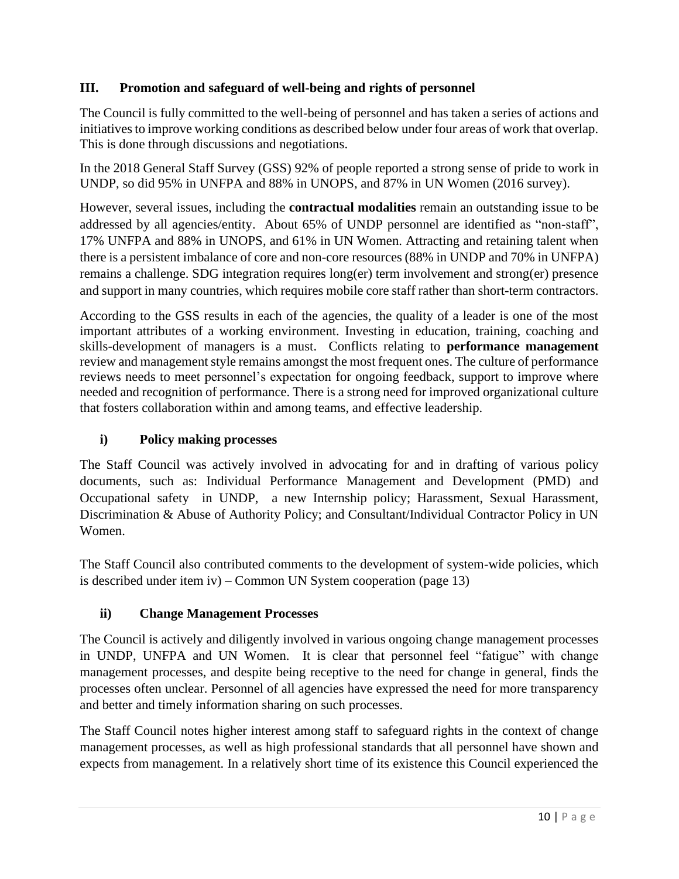## III. Promotion and safeguard of well-being and rights of personnel

The Council is fully committed to the well-being of personnel and has taken a series of actions and initiatives to improve working conditions as described below under four areas of work that overlap. This is done through discussions and negotiations.

In the 2018 General Staff Survey (GSS) 92% of people reported a strong sense of pride to work in UNDP, so did 95% in UNFPA and 88% in UNOPS, and 87% in UN Women (2016 survey).

However, several issues, including the **contractual modalities** remain an outstanding issue to be addressed by all agencies/entity. About 65% of UNDP personnel are identified as "non-staff", 17% UNFPA and 88% in UNOPS, and 61% in UN Women. Attracting and retaining talent when there is a persistent imbalance of core and non-core resources (88% in UNDP and 70% in UNFPA) remains a challenge. SDG integration requires long(er) term involvement and strong(er) presence and support in many countries, which requires mobile core staff rather than short-term contractors.

According to the GSS results in each of the agencies, the quality of a leader is one of the most important attributes of a working environment. Investing in education, training, coaching and skills-development of managers is a must. Conflicts relating to **performance management** review and management style remains amongst the most frequent ones. The culture of performance reviews needs to meet personnel's expectation for ongoing feedback, support to improve where needed and recognition of performance. There is a strong need for improved organizational culture that fosters collaboration within and among teams, and effective leadership.

### i) Policy making processes

The Staff Council was actively involved in advocating for and in drafting of various policy documents, such as: Individual Performance Management and Development (PMD) and Occupational safety in UNDP, a new Internship policy; Harassment, Sexual Harassment, Discrimination & Abuse of Authority Policy; and Consultant/Individual Contractor Policy in UN Women.

The Staff Council also contributed comments to the development of system-wide policies, which is described under item iv) – Common UN System cooperation (page 13)

### ii) Change Management Processes

The Council is actively and diligently involved in various ongoing change management processes in UNDP, UNFPA and UN Women. It is clear that personnel feel "fatigue" with change management processes, and despite being receptive to the need for change in general, finds the processes often unclear. Personnel of all agencies have expressed the need for more transparency and better and timely information sharing on such processes.

The Staff Council notes higher interest among staff to safeguard rights in the context of change management processes, as well as high professional standards that all personnel have shown and expects from management. In a relatively short time of its existence this Council experienced the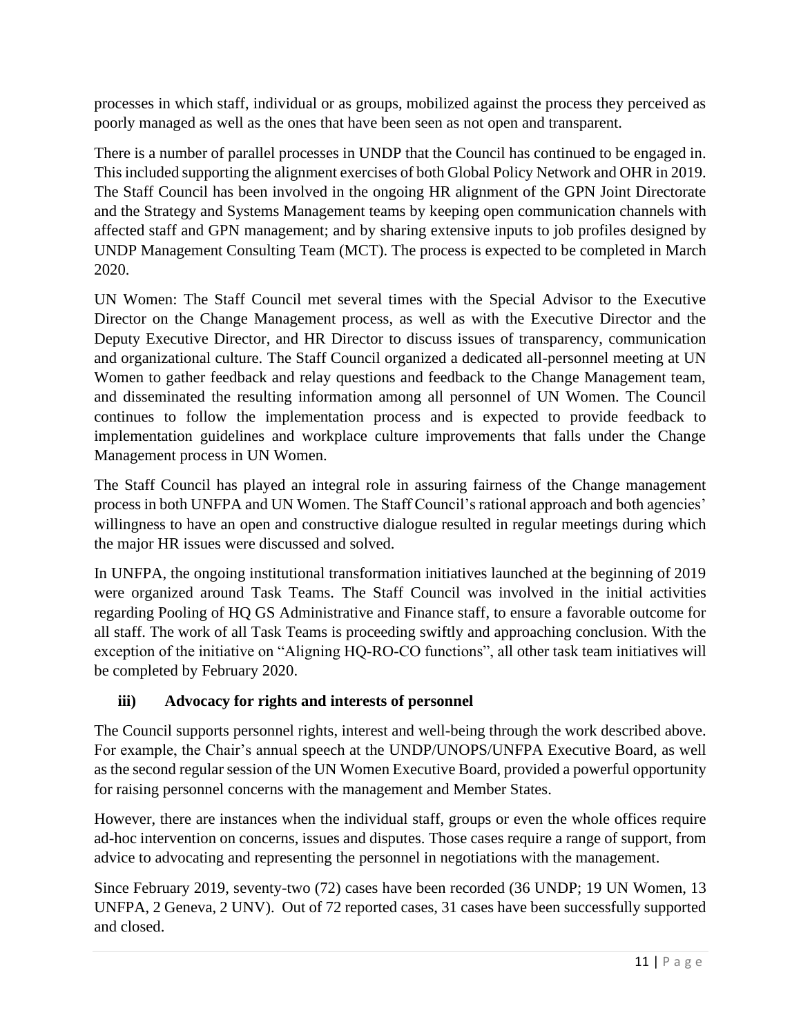processes in which staff, individual or as groups, mobilized against the process they perceived as poorly managed as well as the ones that have been seen as not open and transparent.

There is a number of parallel processes in UNDP that the Council has continued to be engaged in. This included supporting the alignment exercises of both Global Policy Network and OHR in 2019. The Staff Council has been involved in the ongoing HR alignment of the GPN Joint Directorate and the Strategy and Systems Management teams by keeping open communication channels with affected staff and GPN management; and by sharing extensive inputs to job profiles designed by UNDP Management Consulting Team (MCT). The process is expected to be completed in March 2020.

UN Women: The Staff Council met several times with the Special Advisor to the Executive Director on the Change Management process, as well as with the Executive Director and the Deputy Executive Director, and HR Director to discuss issues of transparency, communication and organizational culture. The Staff Council organized a dedicated all-personnel meeting at UN Women to gather feedback and relay questions and feedback to the Change Management team, and disseminated the resulting information among all personnel of UN Women. The Council continues to follow the implementation process and is expected to provide feedback to implementation guidelines and workplace culture improvements that falls under the Change Management process in UN Women.

The Staff Council has played an integral role in assuring fairness of the Change management process in both UNFPA and UN Women. The Staff Council's rational approach and both agencies' willingness to have an open and constructive dialogue resulted in regular meetings during which the major HR issues were discussed and solved.

In UNFPA, the ongoing institutional transformation initiatives launched at the beginning of 2019 were organized around Task Teams. The Staff Council was involved in the initial activities regarding Pooling of HQ GS Administrative and Finance staff, to ensure a favorable outcome for all staff. The work of all Task Teams is proceeding swiftly and approaching conclusion. With the exception of the initiative on "Aligning HQ-RO-CO functions", all other task team initiatives will be completed by February 2020.

### iii) Advocacy for rights and interests of personnel

The Council supports personnel rights, interest and well-being through the work described above. For example, the Chair's annual speech at the UNDP/UNOPS/UNFPA Executive Board, as well as the second regular session of the UN Women Executive Board, provided a powerful opportunity for raising personnel concerns with the management and Member States.

However, there are instances when the individual staff, groups or even the whole offices require ad-hoc intervention on concerns, issues and disputes. Those cases require a range of support, from advice to advocating and representing the personnel in negotiations with the management.

Since February 2019, seventy-two (72) cases have been recorded (36 UNDP; 19 UN Women, 13 UNFPA, 2 Geneva, 2 UNV). Out of 72 reported cases, 31 cases have been successfully supported and closed.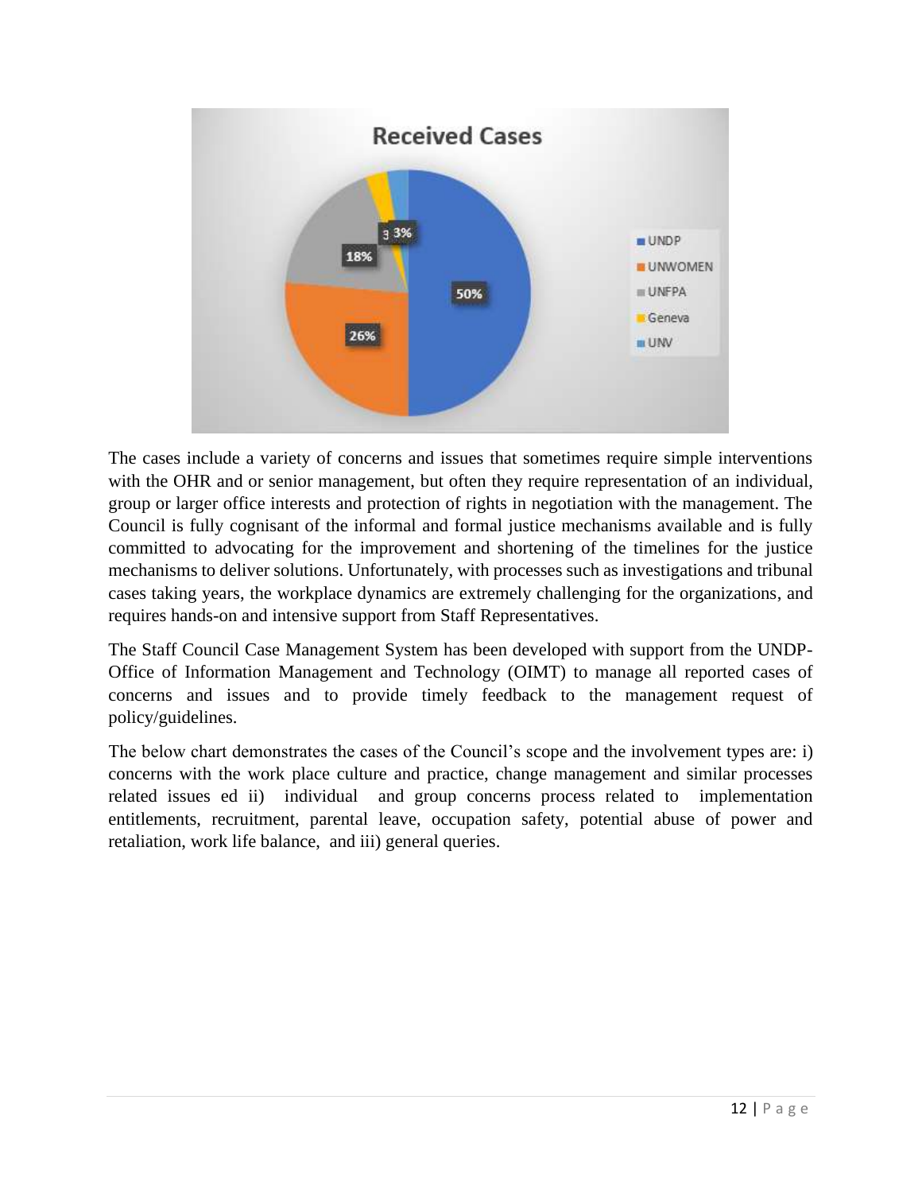The cases include a variety of concerns and issues that sometimes require simple interventions with the OHR and or senior management, but often they require representation of an individual, group or larger office interests and protection of rights in negotiation with the management. The Council is fully cognisant of the informal and formal justice mechanisms available and is fully committed to advocating for the improvement and shortening of the timelines for the justice mechanisms to deliver solutions. Unfortunately, with processes such as investigations and tribunal cases taking years, the workplace dynamics are extremely challenging for the organizations, and requires hands-on and intensive support from Staff Representatives.

The Staff Council Case Management System has been developed with support from the UNDP-Office of Information Management and Technology (OIMT) to manage all reported cases of concerns and issues and to provide timely feedback to the management request of policy/guidelines.

The below chart demonstrates the cases of the Council's scope and the involvement types are: i) concerns with the work place culture and practice, change management and similar processes related issues ed ii) individual and group concerns process related to implementation entitlements, recruitment, parental leave, occupation safety, potential abuse of power and retaliation, work life balance, and iii) general queries.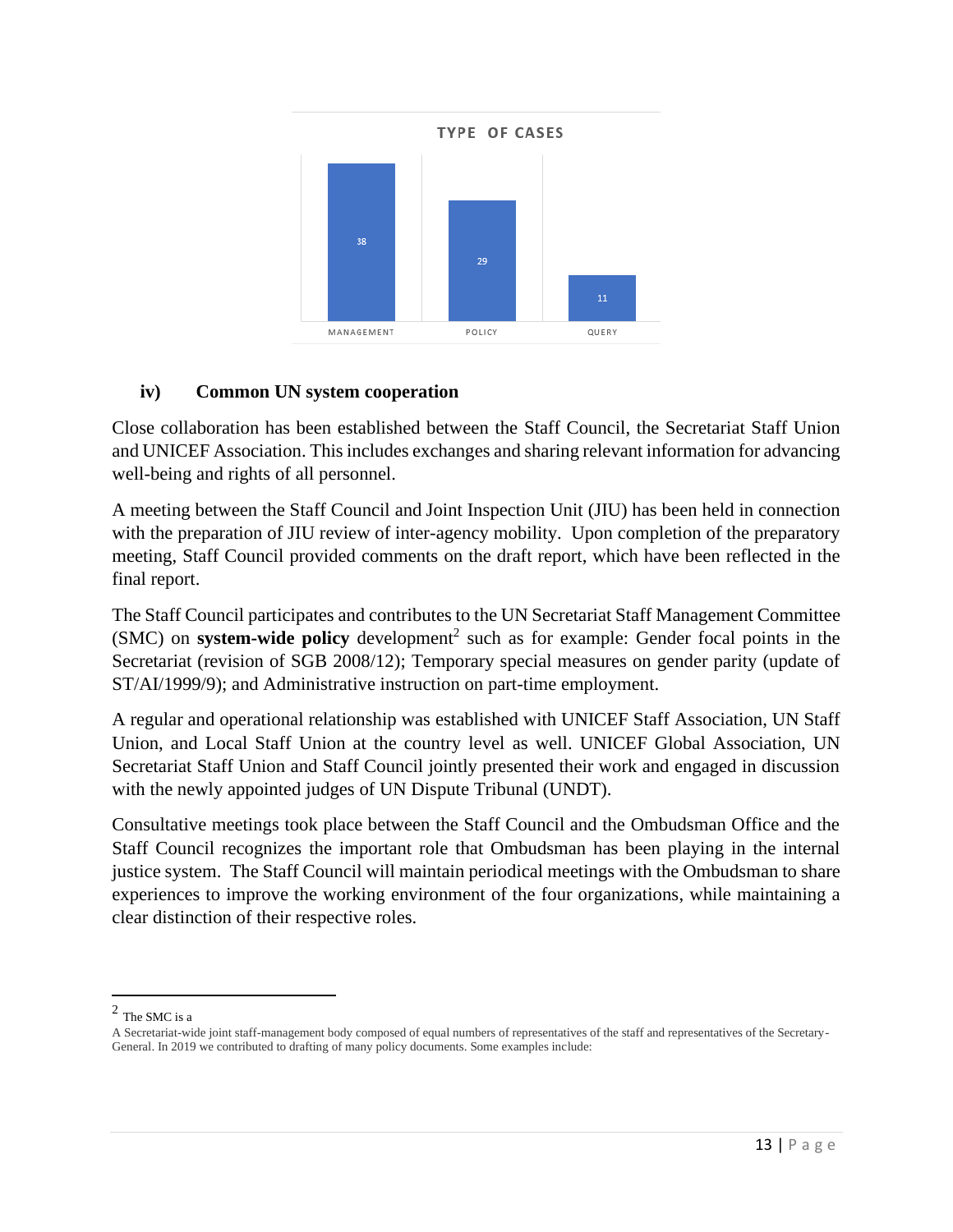TYPE OF CASES

| Type | Number |
|---|---|
| MANAGEMENT | 38 |
| POLICY | 29 |
| QUERY | 11 |

### iv) Common UN system cooperation

Close collaboration has been established between the Staff Council, the Secretariat Staff Union and UNICEF Association. This includes exchanges and sharing relevant information for advancing well-being and rights of all personnel.

A meeting between the Staff Council and Joint Inspection Unit (JIU) has been held in connection with the preparation of JIU review of inter-agency mobility. Upon completion of the preparatory meeting, Staff Council provided comments on the draft report, which have been reflected in the final report.

The Staff Council participates and contributes to the UN Secretariat Staff Management Committee (SMC) on **system-wide policy** development[2] such as for example: Gender focal points in the Secretariat (revision of SGB 2008/12); Temporary special measures on gender parity (update of ST/AI/1999/9); and Administrative instruction on part-time employment.

A regular and operational relationship was established with UNICEF Staff Association, UN Staff Union, and Local Staff Union at the country level as well. UNICEF Global Association, UN Secretariat Staff Union and Staff Council jointly presented their work and engaged in discussion with the newly appointed judges of UN Dispute Tribunal (UNDT).

Consultative meetings took place between the Staff Council and the Ombudsman Office and the Staff Council recognizes the important role that Ombudsman has been playing in the internal justice system. The Staff Council will maintain periodical meetings with the Ombudsman to share experiences to improve the working environment of the four organizations, while maintaining a clear distinction of their respective roles.

---

[2] The SMC is a

A Secretariat-wide joint staff-management body composed of equal numbers of representatives of the staff and representatives of the Secretary-General. In 2019 we contributed to drafting of many policy documents. Some examples include: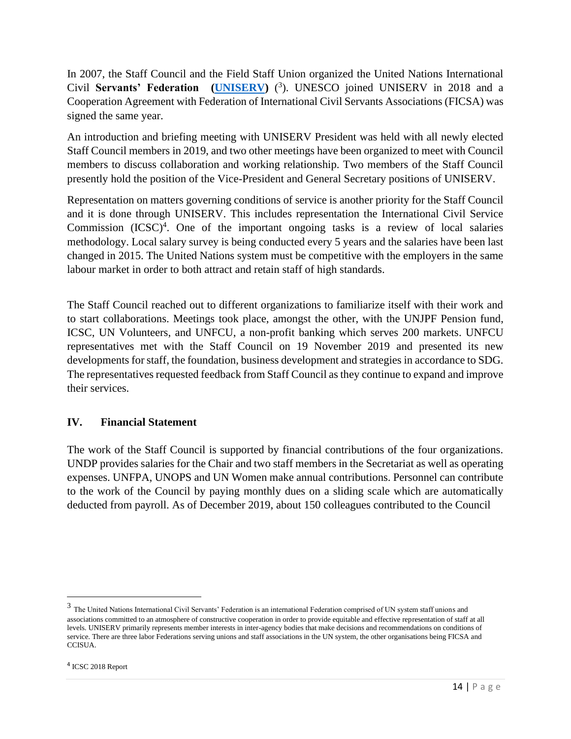In 2007, the Staff Council and the Field Staff Union organized the United Nations International Civil **Servants' Federation (UNISERV)** ([3]). UNESCO joined UNISERV in 2018 and a Cooperation Agreement with Federation of International Civil Servants Associations (FICSA) was signed the same year.

An introduction and briefing meeting with UNISERV President was held with all newly elected Staff Council members in 2019, and two other meetings have been organized to meet with Council members to discuss collaboration and working relationship. Two members of the Staff Council presently hold the position of the Vice-President and General Secretary positions of UNISERV.

Representation on matters governing conditions of service is another priority for the Staff Council and it is done through UNISERV. This includes representation the International Civil Service Commission (ICSC)[4]. One of the important ongoing tasks is a review of local salaries methodology. Local salary survey is being conducted every 5 years and the salaries have been last changed in 2015. The United Nations system must be competitive with the employers in the same labour market in order to both attract and retain staff of high standards.

The Staff Council reached out to different organizations to familiarize itself with their work and to start collaborations. Meetings took place, amongst the other, with the UNJPF Pension fund, ICSC, UN Volunteers, and UNFCU, a non-profit banking which serves 200 markets. UNFCU representatives met with the Staff Council on 19 November 2019 and presented its new developments for staff, the foundation, business development and strategies in accordance to SDG. The representatives requested feedback from Staff Council as they continue to expand and improve their services.

## IV. Financial Statement

The work of the Staff Council is supported by financial contributions of the four organizations. UNDP provides salaries for the Chair and two staff members in the Secretariat as well as operating expenses. UNFPA, UNOPS and UN Women make annual contributions. Personnel can contribute to the work of the Council by paying monthly dues on a sliding scale which are automatically deducted from payroll. As of December 2019, about 150 colleagues contributed to the Council

---

[3] The United Nations International Civil Servants' Federation is an international Federation comprised of UN system staff unions and associations committed to an atmosphere of constructive cooperation in order to provide equitable and effective representation of staff at all levels. UNISERV primarily represents member interests in inter-agency bodies that make decisions and recommendations on conditions of service. There are three labor Federations serving unions and staff associations in the UN system, the other organisations being FICSA and CCISUA.

[4] ICSC 2018 Report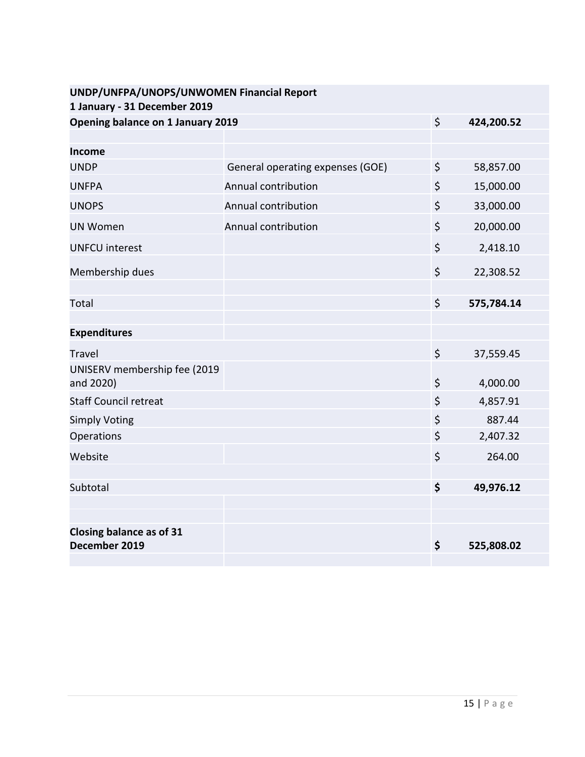**UNDP/UNFPA/UNOPS/UNWOMEN Financial Report**
**1 January - 31 December 2019**

| | | | |
|---|---|---|---|
| **Opening balance on 1 January 2019** | | $ | **424,200.52** |
| | | | |
| **Income** | | | |
| UNDP | General operating expenses (GOE) | $ | 58,857.00 |
| UNFPA | Annual contribution | $ | 15,000.00 |
| UNOPS | Annual contribution | $ | 33,000.00 |
| UN Women | Annual contribution | $ | 20,000.00 |
| UNFCU interest | | $ | 2,418.10 |
| Membership dues | | $ | 22,308.52 |
| | | | |
| Total | | $ | **575,784.14** |
| | | | |
| **Expenditures** | | | |
| Travel | | $ | 37,559.45 |
| UNISERV membership fee (2019 and 2020) | | $ | 4,000.00 |
| Staff Council retreat | | $ | 4,857.91 |
| Simply Voting | | $ | 887.44 |
| Operations | | $ | 2,407.32 |
| Website | | $ | 264.00 |
| | | | |
| Subtotal | | **$** | **49,976.12** |
| | | | |
| | | | |
| **Closing balance as of 31 December 2019** | | **$** | **525,808.02** |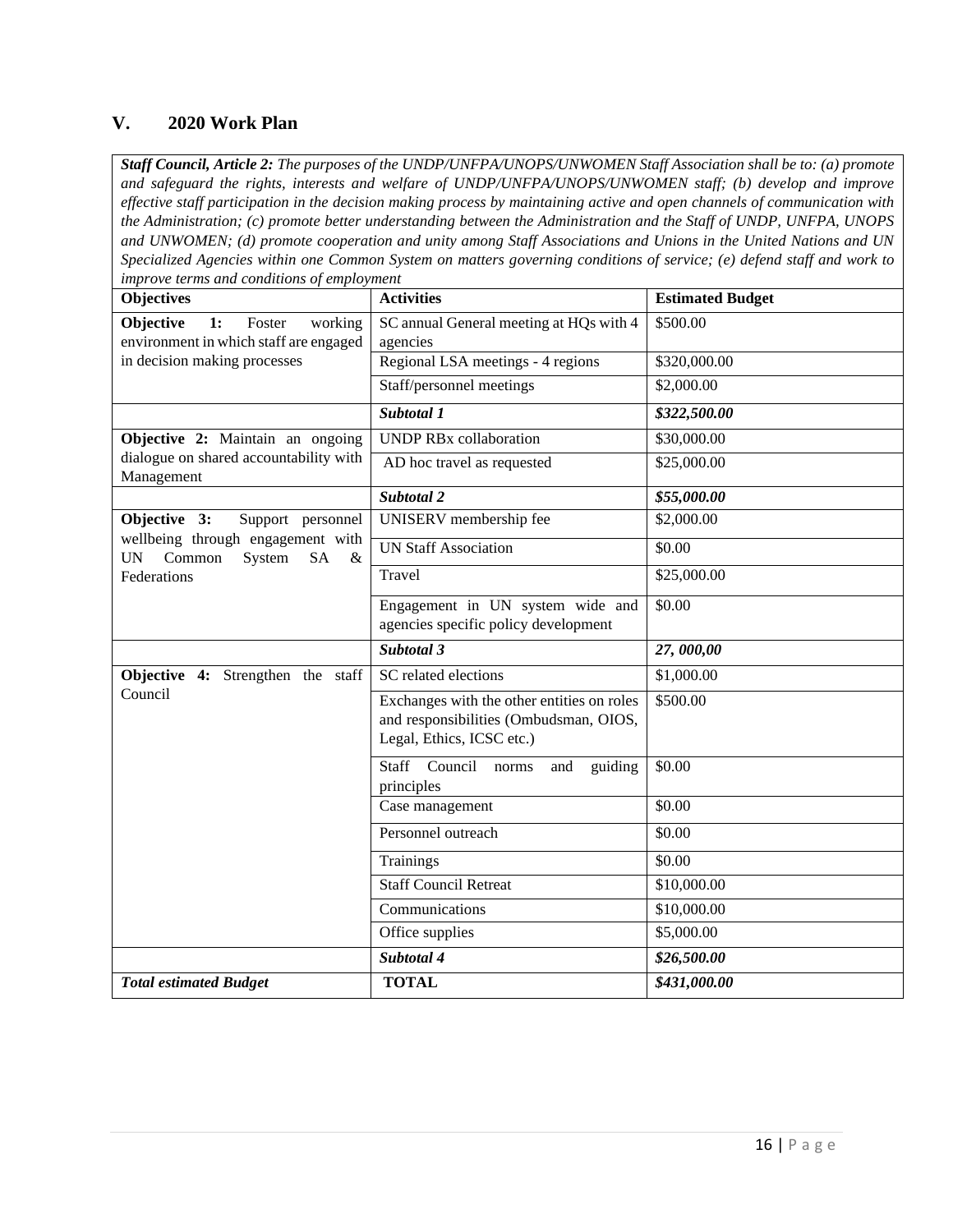## V. 2020 Work Plan

| ***Staff Council, Article 2:*** *The purposes of the UNDP/UNFPA/UNOPS/UNWOMEN Staff Association shall be to: (a) promote and safeguard the rights, interests and welfare of UNDP/UNFPA/UNOPS/UNWOMEN staff; (b) develop and improve effective staff participation in the decision making process by maintaining active and open channels of communication with the Administration; (c) promote better understanding between the Administration and the Staff of UNDP, UNFPA, UNOPS and UNWOMEN; (d) promote cooperation and unity among Staff Associations and Unions in the United Nations and UN Specialized Agencies within one Common System on matters governing conditions of service; (e) defend staff and work to improve terms and conditions of employment* | | |
|---|---|---|
| **Objectives** | **Activities** | **Estimated Budget** |
| **Objective 1:** Foster working environment in which staff are engaged in decision making processes | SC annual General meeting at HQs with 4 agencies | $500.00 |
| | Regional LSA meetings - 4 regions | $320,000.00 |
| | Staff/personnel meetings | $2,000.00 |
| | ***Subtotal 1*** | ***$322,500.00*** |
| **Objective 2:** Maintain an ongoing dialogue on shared accountability with Management | UNDP RBx collaboration | $30,000.00 |
| | AD hoc travel as requested | $25,000.00 |
| | ***Subtotal 2*** | ***$55,000.00*** |
| **Objective 3:** Support personnel wellbeing through engagement with UN Common System SA & Federations | UNISERV membership fee | $2,000.00 |
| | UN Staff Association | $0.00 |
| | Travel | $25,000.00 |
| | Engagement in UN system wide and agencies specific policy development | $0.00 |
| | ***Subtotal 3*** | ***27, 000,00*** |
| **Objective 4:** Strengthen the staff Council | SC related elections | $1,000.00 |
| | Exchanges with the other entities on roles and responsibilities (Ombudsman, OIOS, Legal, Ethics, ICSC etc.) | $500.00 |
| | Staff Council norms and guiding principles | $0.00 |
| | Case management | $0.00 |
| | Personnel outreach | $0.00 |
| | Trainings | $0.00 |
| | Staff Council Retreat | $10,000.00 |
| | Communications | $10,000.00 |
| | Office supplies | $5,000.00 |
| | ***Subtotal 4*** | ***$26,500.00*** |
| ***Total estimated Budget*** | **TOTAL** | ***$431,000.00*** |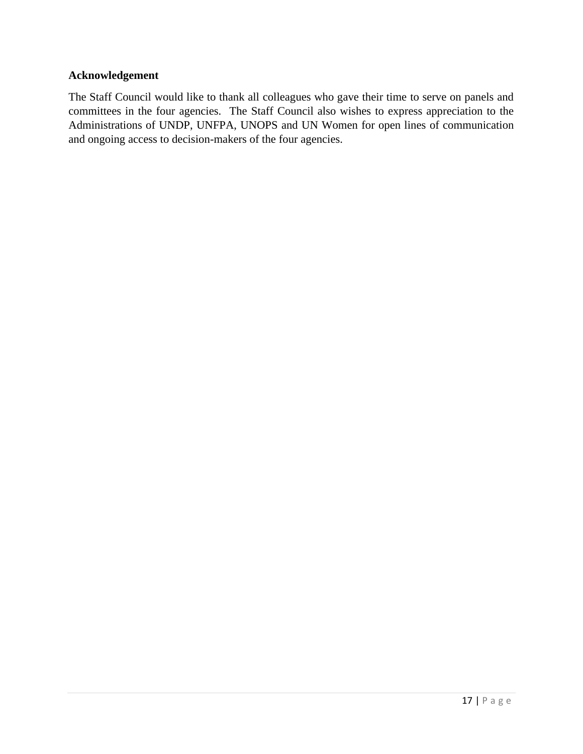**Acknowledgement**

The Staff Council would like to thank all colleagues who gave their time to serve on panels and committees in the four agencies. The Staff Council also wishes to express appreciation to the Administrations of UNDP, UNFPA, UNOPS and UN Women for open lines of communication and ongoing access to decision-makers of the four agencies.